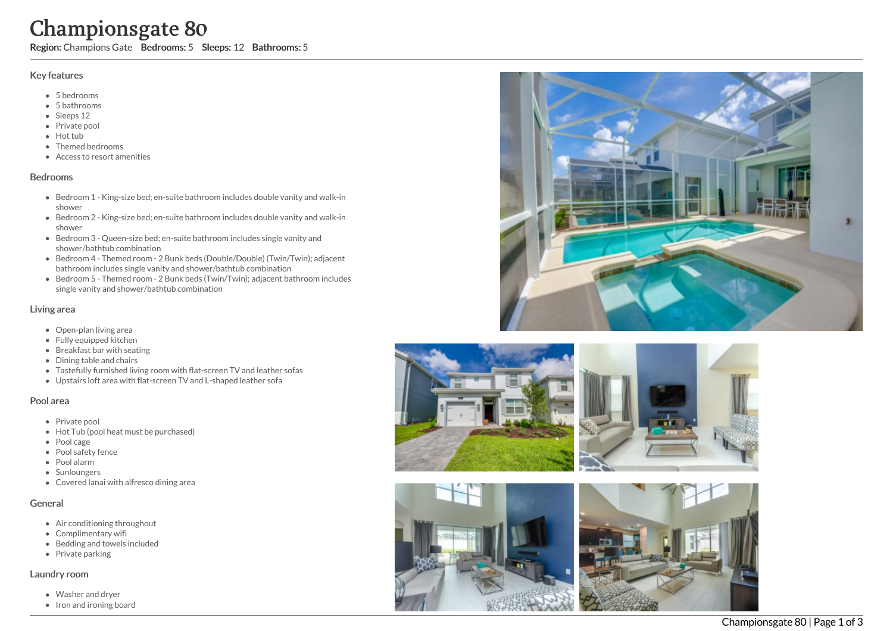# Championsgate 80

**Region:** Champions Gate **Bedrooms:** 5 **Sleeps:** 12 **Bathrooms:** 5

## Key features

- 5 bedrooms
- 5 bathrooms
- Sleeps 12
- Private pool
- Hot tub
- Themed bedrooms
- Access to resort amenities

## Bedrooms

- Bedroom 1 - King-size bed; en-suite bathroom includes double vanity and walk-in shower
- Bedroom 2 - King-size bed; en-suite bathroom includes double vanity and walk-in shower
- Bedroom 3 - Queen-size bed; en-suite bathroom includes single vanity and shower/bathtub combination
- Bedroom 4 - Themed room - 2 Bunk beds (Double/Double) (Twin/Twin); adjacent bathroom includes single vanity and shower/bathtub combination
- Bedroom 5 - Themed room - 2 Bunk beds (Twin/Twin); adjacent bathroom includes single vanity and shower/bathtub combination

## Living area

- Open-plan living area
- Fully equipped kitchen
- Breakfast bar with seating
- Dining table and chairs
- Tastefully furnished living room with flat-screen TV and leather sofas
- Upstairs loft area with flat-screen TV and L-shaped leather sofa

## Pool area

- Private pool
- Hot Tub (pool heat must be purchased)
- Pool cage
- Pool safety fence
- Pool alarm
- Sunloungers
- Covered lanai with alfresco dining area

## General

- Air conditioning throughout
- Complimentary wifi
- Bedding and towels included
- Private parking

## Laundry room

- Washer and dryer
- Iron and ironing board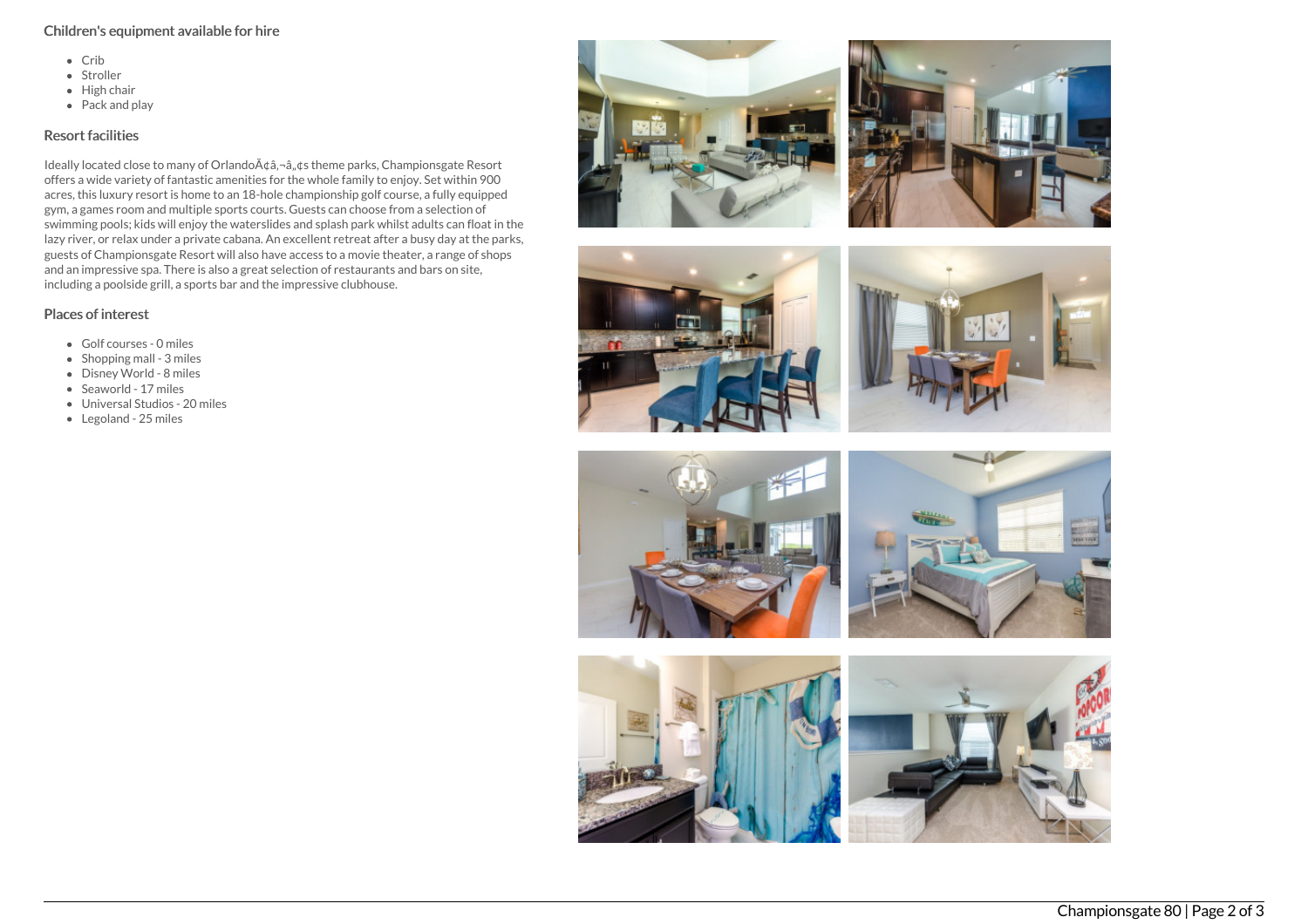## Children's equipment available for hire

- Crib
- Stroller
- High chair
- Pack and play

## Resort facilities

Ideally located close to many of OrlandoÃ¢â‚¬â„¢s theme parks, Championsgate Resort offers a wide variety of fantastic amenities for the whole family to enjoy. Set within 900 acres, this luxury resort is home to an 18-hole championship golf course, a fully equipped gym, a games room and multiple sports courts. Guests can choose from a selection of swimming pools; kids will enjoy the waterslides and splash park whilst adults can float in the lazy river, or relax under a private cabana. An excellent retreat after a busy day at the parks, guests of Championsgate Resort will also have access to a movie theater, a range of shops and an impressive spa. There is also a great selection of restaurants and bars on site, including a poolside grill, a sports bar and the impressive clubhouse.

## Places of interest

- Golf courses - 0 miles
- Shopping mall - 3 miles
- Disney World - 8 miles
- Seaworld - 17 miles
- Universal Studios - 20 miles
- Legoland - 25 miles